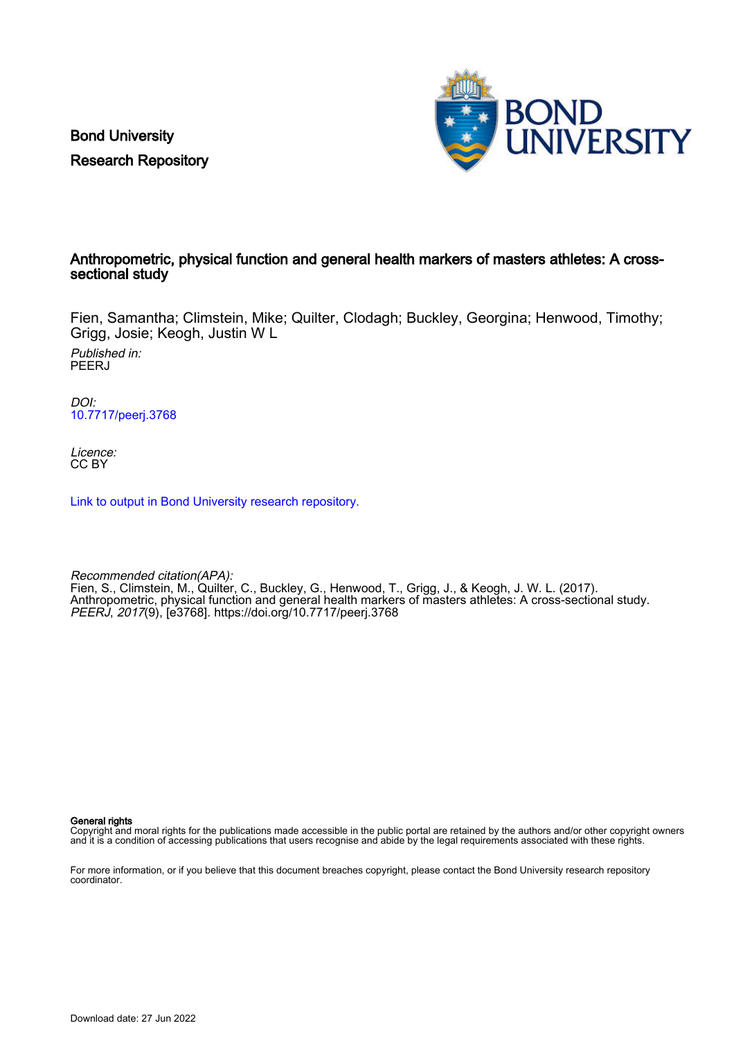Bond University
Research Repository

# Anthropometric, physical function and general health markers of masters athletes: A cross-sectional study

Fien, Samantha; Climstein, Mike; Quilter, Clodagh; Buckley, Georgina; Henwood, Timothy; Grigg, Josie; Keogh, Justin W L

*Published in:*
PEERJ

*DOI:*
10.7717/peerj.3768

*Licence:*
CC BY

Link to output in Bond University research repository.

*Recommended citation(APA):*
Fien, S., Climstein, M., Quilter, C., Buckley, G., Henwood, T., Grigg, J., & Keogh, J. W. L. (2017). Anthropometric, physical function and general health markers of masters athletes: A cross-sectional study. *PEERJ*, *2017*(9), [e3768]. https://doi.org/10.7717/peerj.3768

**General rights**
Copyright and moral rights for the publications made accessible in the public portal are retained by the authors and/or other copyright owners and it is a condition of accessing publications that users recognise and abide by the legal requirements associated with these rights.

For more information, or if you believe that this document breaches copyright, please contact the Bond University research repository coordinator.

Download date: 27 Jun 2022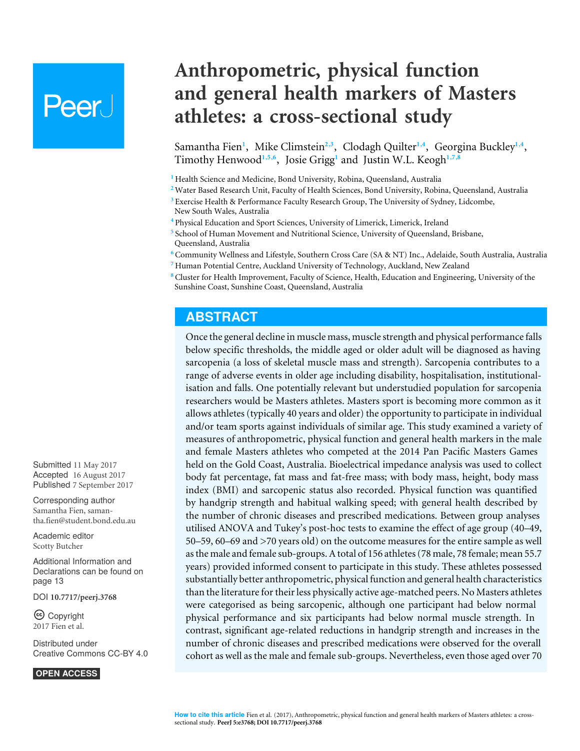# Anthropometric, physical function and general health markers of Masters athletes: a cross-sectional study

Samantha Fien[1], Mike Climstein[2,3], Clodagh Quilter[1,4], Georgina Buckley[1,4], Timothy Henwood[1,5,6], Josie Grigg[1] and Justin W.L. Keogh[1,7,8]

[1] Health Science and Medicine, Bond University, Robina, Queensland, Australia
[2] Water Based Research Unit, Faculty of Health Sciences, Bond University, Robina, Queensland, Australia
[3] Exercise Health & Performance Faculty Research Group, The University of Sydney, Lidcombe, New South Wales, Australia
[4] Physical Education and Sport Sciences, University of Limerick, Limerick, Ireland
[5] School of Human Movement and Nutritional Science, University of Queensland, Brisbane, Queensland, Australia
[6] Community Wellness and Lifestyle, Southern Cross Care (SA & NT) Inc., Adelaide, South Australia, Australia
[7] Human Potential Centre, Auckland University of Technology, Auckland, New Zealand
[8] Cluster for Health Improvement, Faculty of Science, Health, Education and Engineering, University of the Sunshine Coast, Sunshine Coast, Queensland, Australia

## ABSTRACT

Once the general decline in muscle mass, muscle strength and physical performance falls below specific thresholds, the middle aged or older adult will be diagnosed as having sarcopenia (a loss of skeletal muscle mass and strength). Sarcopenia contributes to a range of adverse events in older age including disability, hospitalisation, institutionalisation and falls. One potentially relevant but understudied population for sarcopenia researchers would be Masters athletes. Masters sport is becoming more common as it allows athletes (typically 40 years and older) the opportunity to participate in individual and/or team sports against individuals of similar age. This study examined a variety of measures of anthropometric, physical function and general health markers in the male and female Masters athletes who competed at the 2014 Pan Pacific Masters Games held on the Gold Coast, Australia. Bioelectrical impedance analysis was used to collect body fat percentage, fat mass and fat-free mass; with body mass, height, body mass index (BMI) and sarcopenic status also recorded. Physical function was quantified by handgrip strength and habitual walking speed; with general health described by the number of chronic diseases and prescribed medications. Between group analyses utilised ANOVA and Tukey's post-hoc tests to examine the effect of age group (40–49, 50–59, 60–69 and >70 years old) on the outcome measures for the entire sample as well as the male and female sub-groups. A total of 156 athletes (78 male, 78 female; mean 55.7 years) provided informed consent to participate in this study. These athletes possessed substantially better anthropometric, physical function and general health characteristics than the literature for their less physically active age-matched peers. No Masters athletes were categorised as being sarcopenic, although one participant had below normal physical performance and six participants had below normal muscle strength. In contrast, significant age-related reductions in handgrip strength and increases in the number of chronic diseases and prescribed medications were observed for the overall cohort as well as the male and female sub-groups. Nevertheless, even those aged over 70

Submitted 11 May 2017
Accepted 16 August 2017
Published 7 September 2017

Corresponding author
Samantha Fien, samantha.fien@student.bond.edu.au

Academic editor
Scotty Butcher

Additional Information and Declarations can be found on page 13

DOI 10.7717/peerj.3768

Copyright
2017 Fien et al.

Distributed under
Creative Commons CC-BY 4.0

OPEN ACCESS

**How to cite this article** Fien et al. (2017), Anthropometric, physical function and general health markers of Masters athletes: a cross-sectional study. PeerJ 5:e3768; DOI 10.7717/peerj.3768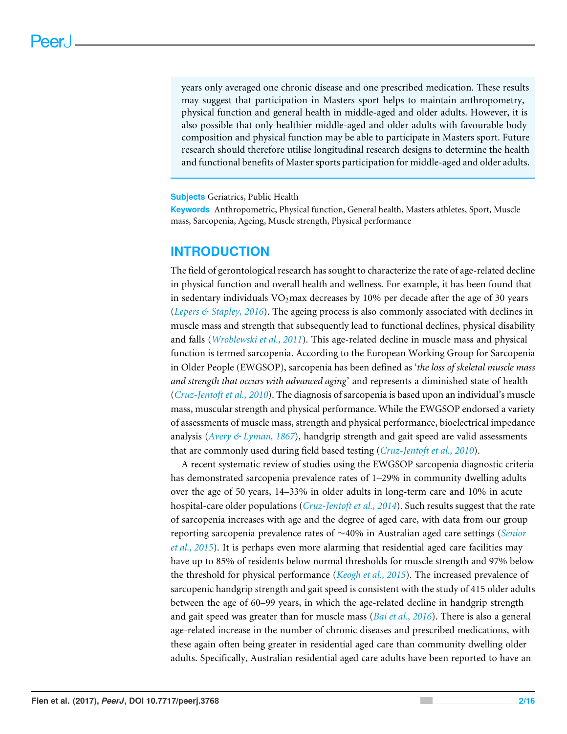years only averaged one chronic disease and one prescribed medication. These results may suggest that participation in Masters sport helps to maintain anthropometry, physical function and general health in middle-aged and older adults. However, it is also possible that only healthier middle-aged and older adults with favourable body composition and physical function may be able to participate in Masters sport. Future research should therefore utilise longitudinal research designs to determine the health and functional benefits of Master sports participation for middle-aged and older adults.

**Subjects** Geriatrics, Public Health

**Keywords** Anthropometric, Physical function, General health, Masters athletes, Sport, Muscle mass, Sarcopenia, Ageing, Muscle strength, Physical performance

## INTRODUCTION

The field of gerontological research has sought to characterize the rate of age-related decline in physical function and overall health and wellness. For example, it has been found that in sedentary individuals $VO_2$max decreases by 10% per decade after the age of 30 years (*Lepers & Stapley, 2016*). The ageing process is also commonly associated with declines in muscle mass and strength that subsequently lead to functional declines, physical disability and falls (*Wroblewski et al., 2011*). This age-related decline in muscle mass and physical function is termed sarcopenia. According to the European Working Group for Sarcopenia in Older People (EWGSOP), sarcopenia has been defined as '*the loss of skeletal muscle mass and strength that occurs with advanced aging*' and represents a diminished state of health (*Cruz-Jentoft et al., 2010*). The diagnosis of sarcopenia is based upon an individual's muscle mass, muscular strength and physical performance. While the EWGSOP endorsed a variety of assessments of muscle mass, strength and physical performance, bioelectrical impedance analysis (*Avery & Lyman, 1867*), handgrip strength and gait speed are valid assessments that are commonly used during field based testing (*Cruz-Jentoft et al., 2010*).

A recent systematic review of studies using the EWGSOP sarcopenia diagnostic criteria has demonstrated sarcopenia prevalence rates of 1–29% in community dwelling adults over the age of 50 years, 14–33% in older adults in long-term care and 10% in acute hospital-care older populations (*Cruz-Jentoft et al., 2014*). Such results suggest that the rate of sarcopenia increases with age and the degree of aged care, with data from our group reporting sarcopenia prevalence rates of ∼40% in Australian aged care settings (*Senior et al., 2015*). It is perhaps even more alarming that residential aged care facilities may have up to 85% of residents below normal thresholds for muscle strength and 97% below the threshold for physical performance (*Keogh et al., 2015*). The increased prevalence of sarcopenic handgrip strength and gait speed is consistent with the study of 415 older adults between the age of 60–99 years, in which the age-related decline in handgrip strength and gait speed was greater than for muscle mass (*Bai et al., 2016*). There is also a general age-related increase in the number of chronic diseases and prescribed medications, with these again often being greater in residential aged care than community dwelling older adults. Specifically, Australian residential aged care adults have been reported to have an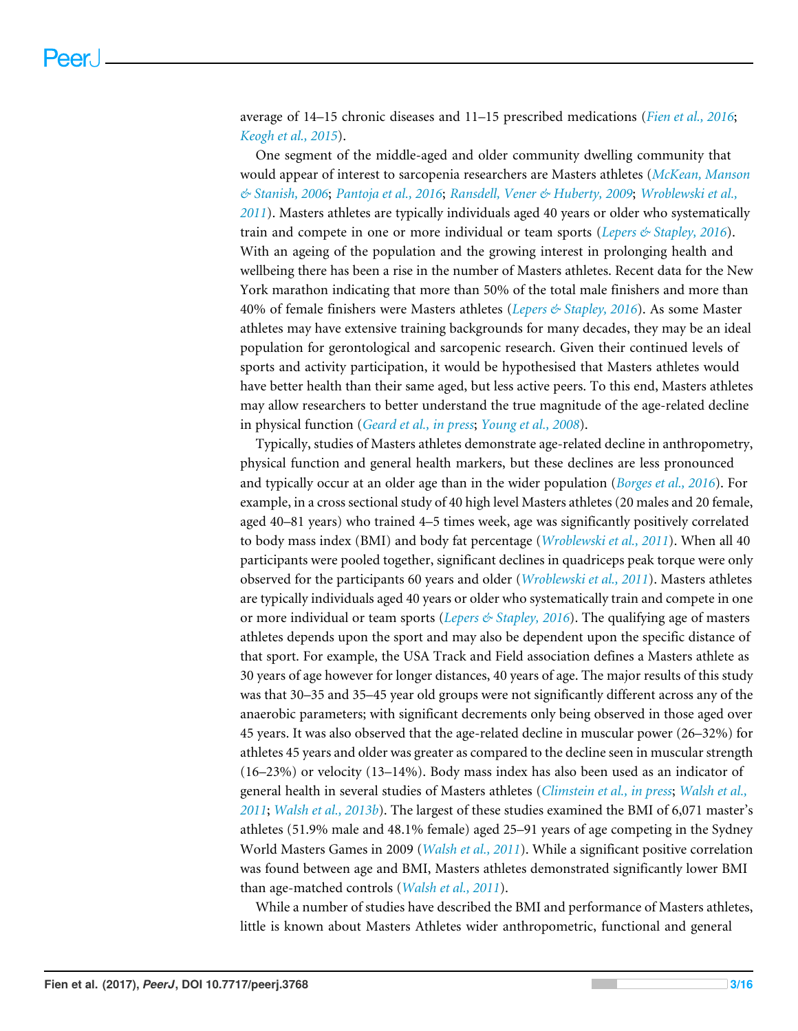average of 14–15 chronic diseases and 11–15 prescribed medications (*Fien et al., 2016*; *Keogh et al., 2015*).

One segment of the middle-aged and older community dwelling community that would appear of interest to sarcopenia researchers are Masters athletes (*McKean, Manson & Stanish, 2006*; *Pantoja et al., 2016*; *Ransdell, Vener & Huberty, 2009*; *Wroblewski et al., 2011*). Masters athletes are typically individuals aged 40 years or older who systematically train and compete in one or more individual or team sports (*Lepers & Stapley, 2016*). With an ageing of the population and the growing interest in prolonging health and wellbeing there has been a rise in the number of Masters athletes. Recent data for the New York marathon indicating that more than 50% of the total male finishers and more than 40% of female finishers were Masters athletes (*Lepers & Stapley, 2016*). As some Master athletes may have extensive training backgrounds for many decades, they may be an ideal population for gerontological and sarcopenic research. Given their continued levels of sports and activity participation, it would be hypothesised that Masters athletes would have better health than their same aged, but less active peers. To this end, Masters athletes may allow researchers to better understand the true magnitude of the age-related decline in physical function (*Geard et al., in press*; *Young et al., 2008*).

Typically, studies of Masters athletes demonstrate age-related decline in anthropometry, physical function and general health markers, but these declines are less pronounced and typically occur at an older age than in the wider population (*Borges et al., 2016*). For example, in a cross sectional study of 40 high level Masters athletes (20 males and 20 female, aged 40–81 years) who trained 4–5 times week, age was significantly positively correlated to body mass index (BMI) and body fat percentage (*Wroblewski et al., 2011*). When all 40 participants were pooled together, significant declines in quadriceps peak torque were only observed for the participants 60 years and older (*Wroblewski et al., 2011*). Masters athletes are typically individuals aged 40 years or older who systematically train and compete in one or more individual or team sports (*Lepers & Stapley, 2016*). The qualifying age of masters athletes depends upon the sport and may also be dependent upon the specific distance of that sport. For example, the USA Track and Field association defines a Masters athlete as 30 years of age however for longer distances, 40 years of age. The major results of this study was that 30–35 and 35–45 year old groups were not significantly different across any of the anaerobic parameters; with significant decrements only being observed in those aged over 45 years. It was also observed that the age-related decline in muscular power (26–32%) for athletes 45 years and older was greater as compared to the decline seen in muscular strength (16–23%) or velocity (13–14%). Body mass index has also been used as an indicator of general health in several studies of Masters athletes (*Climstein et al., in press*; *Walsh et al., 2011*; *Walsh et al., 2013b*). The largest of these studies examined the BMI of 6,071 master's athletes (51.9% male and 48.1% female) aged 25–91 years of age competing in the Sydney World Masters Games in 2009 (*Walsh et al., 2011*). While a significant positive correlation was found between age and BMI, Masters athletes demonstrated significantly lower BMI than age-matched controls (*Walsh et al., 2011*).

While a number of studies have described the BMI and performance of Masters athletes, little is known about Masters Athletes wider anthropometric, functional and general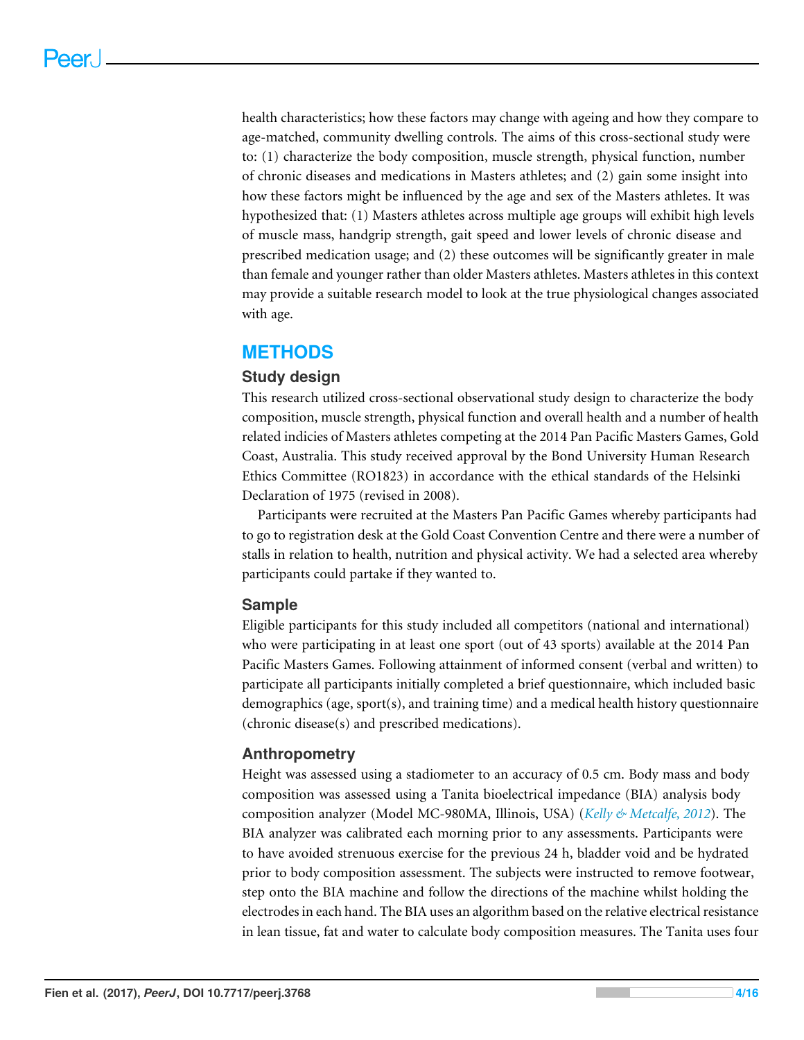health characteristics; how these factors may change with ageing and how they compare to age-matched, community dwelling controls. The aims of this cross-sectional study were to: (1) characterize the body composition, muscle strength, physical function, number of chronic diseases and medications in Masters athletes; and (2) gain some insight into how these factors might be influenced by the age and sex of the Masters athletes. It was hypothesized that: (1) Masters athletes across multiple age groups will exhibit high levels of muscle mass, handgrip strength, gait speed and lower levels of chronic disease and prescribed medication usage; and (2) these outcomes will be significantly greater in male than female and younger rather than older Masters athletes. Masters athletes in this context may provide a suitable research model to look at the true physiological changes associated with age.

# METHODS

## Study design

This research utilized cross-sectional observational study design to characterize the body composition, muscle strength, physical function and overall health and a number of health related indicies of Masters athletes competing at the 2014 Pan Pacific Masters Games, Gold Coast, Australia. This study received approval by the Bond University Human Research Ethics Committee (RO1823) in accordance with the ethical standards of the Helsinki Declaration of 1975 (revised in 2008).

Participants were recruited at the Masters Pan Pacific Games whereby participants had to go to registration desk at the Gold Coast Convention Centre and there were a number of stalls in relation to health, nutrition and physical activity. We had a selected area whereby participants could partake if they wanted to.

## Sample

Eligible participants for this study included all competitors (national and international) who were participating in at least one sport (out of 43 sports) available at the 2014 Pan Pacific Masters Games. Following attainment of informed consent (verbal and written) to participate all participants initially completed a brief questionnaire, which included basic demographics (age, sport(s), and training time) and a medical health history questionnaire (chronic disease(s) and prescribed medications).

## Anthropometry

Height was assessed using a stadiometer to an accuracy of 0.5 cm. Body mass and body composition was assessed using a Tanita bioelectrical impedance (BIA) analysis body composition analyzer (Model MC-980MA, Illinois, USA) (*Kelly & Metcalfe, 2012*). The BIA analyzer was calibrated each morning prior to any assessments. Participants were to have avoided strenuous exercise for the previous 24 h, bladder void and be hydrated prior to body composition assessment. The subjects were instructed to remove footwear, step onto the BIA machine and follow the directions of the machine whilst holding the electrodes in each hand. The BIA uses an algorithm based on the relative electrical resistance in lean tissue, fat and water to calculate body composition measures. The Tanita uses four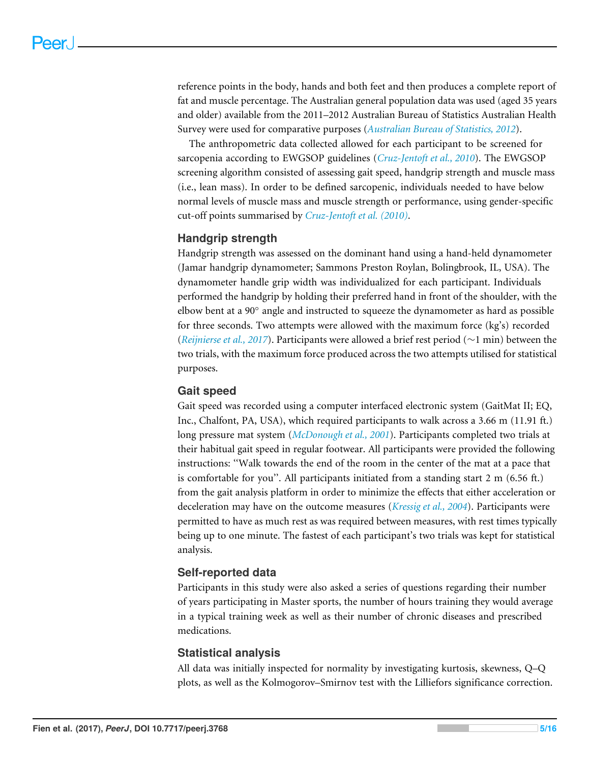reference points in the body, hands and both feet and then produces a complete report of fat and muscle percentage. The Australian general population data was used (aged 35 years and older) available from the 2011–2012 Australian Bureau of Statistics Australian Health Survey were used for comparative purposes (*Australian Bureau of Statistics, 2012*).

The anthropometric data collected allowed for each participant to be screened for sarcopenia according to EWGSOP guidelines (*Cruz-Jentoft et al., 2010*). The EWGSOP screening algorithm consisted of assessing gait speed, handgrip strength and muscle mass (i.e., lean mass). In order to be defined sarcopenic, individuals needed to have below normal levels of muscle mass and muscle strength or performance, using gender-specific cut-off points summarised by *Cruz-Jentoft et al. (2010)*.

## Handgrip strength

Handgrip strength was assessed on the dominant hand using a hand-held dynamometer (Jamar handgrip dynamometer; Sammons Preston Roylan, Bolingbrook, IL, USA). The dynamometer handle grip width was individualized for each participant. Individuals performed the handgrip by holding their preferred hand in front of the shoulder, with the elbow bent at a 90° angle and instructed to squeeze the dynamometer as hard as possible for three seconds. Two attempts were allowed with the maximum force (kg's) recorded (*Reijnierse et al., 2017*). Participants were allowed a brief rest period (∼1 min) between the two trials, with the maximum force produced across the two attempts utilised for statistical purposes.

## Gait speed

Gait speed was recorded using a computer interfaced electronic system (GaitMat II; EQ, Inc., Chalfont, PA, USA), which required participants to walk across a 3.66 m (11.91 ft.) long pressure mat system (*McDonough et al., 2001*). Participants completed two trials at their habitual gait speed in regular footwear. All participants were provided the following instructions: "Walk towards the end of the room in the center of the mat at a pace that is comfortable for you". All participants initiated from a standing start 2 m (6.56 ft.) from the gait analysis platform in order to minimize the effects that either acceleration or deceleration may have on the outcome measures (*Kressig et al., 2004*). Participants were permitted to have as much rest as was required between measures, with rest times typically being up to one minute. The fastest of each participant's two trials was kept for statistical analysis.

## Self-reported data

Participants in this study were also asked a series of questions regarding their number of years participating in Master sports, the number of hours training they would average in a typical training week as well as their number of chronic diseases and prescribed medications.

## Statistical analysis

All data was initially inspected for normality by investigating kurtosis, skewness, Q–Q plots, as well as the Kolmogorov–Smirnov test with the Lilliefors significance correction.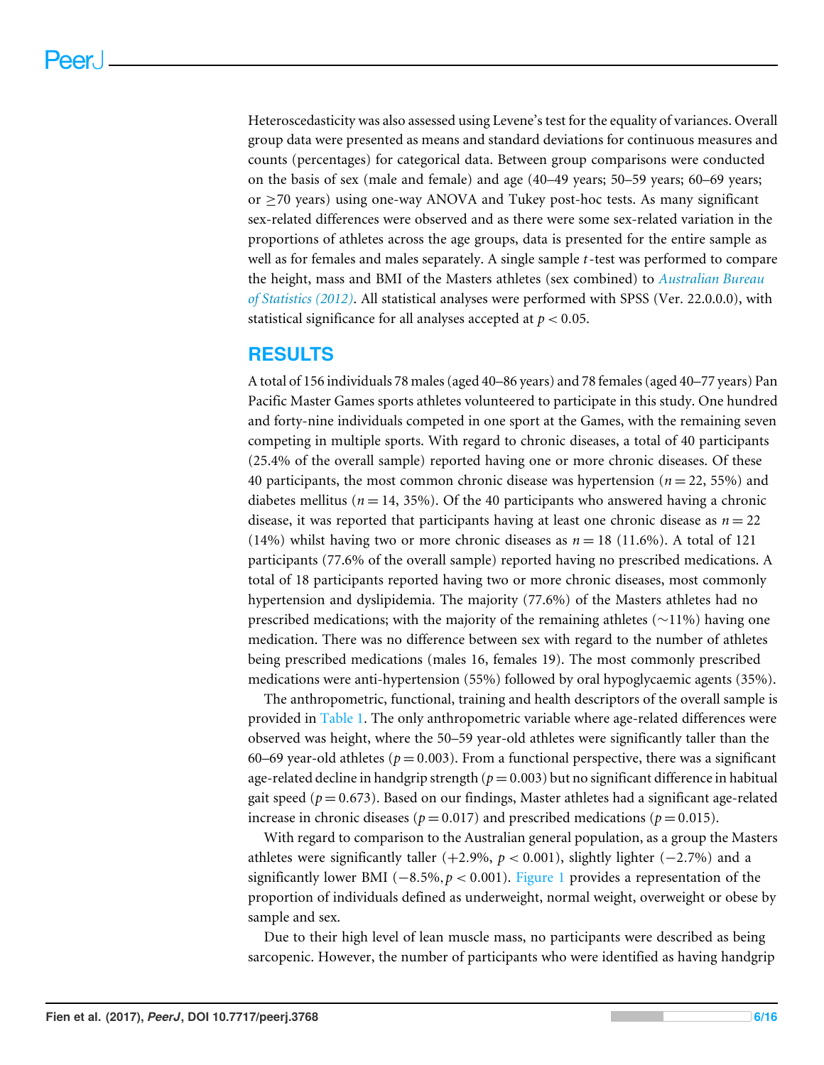Heteroscedasticity was also assessed using Levene's test for the equality of variances. Overall group data were presented as means and standard deviations for continuous measures and counts (percentages) for categorical data. Between group comparisons were conducted on the basis of sex (male and female) and age (40–49 years; 50–59 years; 60–69 years; or ≥70 years) using one-way ANOVA and Tukey post-hoc tests. As many significant sex-related differences were observed and as there were some sex-related variation in the proportions of athletes across the age groups, data is presented for the entire sample as well as for females and males separately. A single sample $t$-test was performed to compare the height, mass and BMI of the Masters athletes (sex combined) to *Australian Bureau of Statistics (2012)*. All statistical analyses were performed with SPSS (Ver. 22.0.0.0), with statistical significance for all analyses accepted at $p < 0.05$.

## RESULTS

A total of 156 individuals 78 males (aged 40–86 years) and 78 females (aged 40–77 years) Pan Pacific Master Games sports athletes volunteered to participate in this study. One hundred and forty-nine individuals competed in one sport at the Games, with the remaining seven competing in multiple sports. With regard to chronic diseases, a total of 40 participants (25.4% of the overall sample) reported having one or more chronic diseases. Of these 40 participants, the most common chronic disease was hypertension ($n = 22$, 55%) and diabetes mellitus ($n = 14$, 35%). Of the 40 participants who answered having a chronic disease, it was reported that participants having at least one chronic disease as $n = 22$ (14%) whilst having two or more chronic diseases as $n = 18$ (11.6%). A total of 121 participants (77.6% of the overall sample) reported having no prescribed medications. A total of 18 participants reported having two or more chronic diseases, most commonly hypertension and dyslipidemia. The majority (77.6%) of the Masters athletes had no prescribed medications; with the majority of the remaining athletes (~11%) having one medication. There was no difference between sex with regard to the number of athletes being prescribed medications (males 16, females 19). The most commonly prescribed medications were anti-hypertension (55%) followed by oral hypoglycaemic agents (35%).

The anthropometric, functional, training and health descriptors of the overall sample is provided in Table 1. The only anthropometric variable where age-related differences were observed was height, where the 50–59 year-old athletes were significantly taller than the 60–69 year-old athletes ($p = 0.003$). From a functional perspective, there was a significant age-related decline in handgrip strength ($p = 0.003$) but no significant difference in habitual gait speed ($p = 0.673$). Based on our findings, Master athletes had a significant age-related increase in chronic diseases ($p = 0.017$) and prescribed medications ($p = 0.015$).

With regard to comparison to the Australian general population, as a group the Masters athletes were significantly taller (+2.9%, $p < 0.001$), slightly lighter (−2.7%) and a significantly lower BMI (−8.5%, $p < 0.001$). Figure 1 provides a representation of the proportion of individuals defined as underweight, normal weight, overweight or obese by sample and sex.

Due to their high level of lean muscle mass, no participants were described as being sarcopenic. However, the number of participants who were identified as having handgrip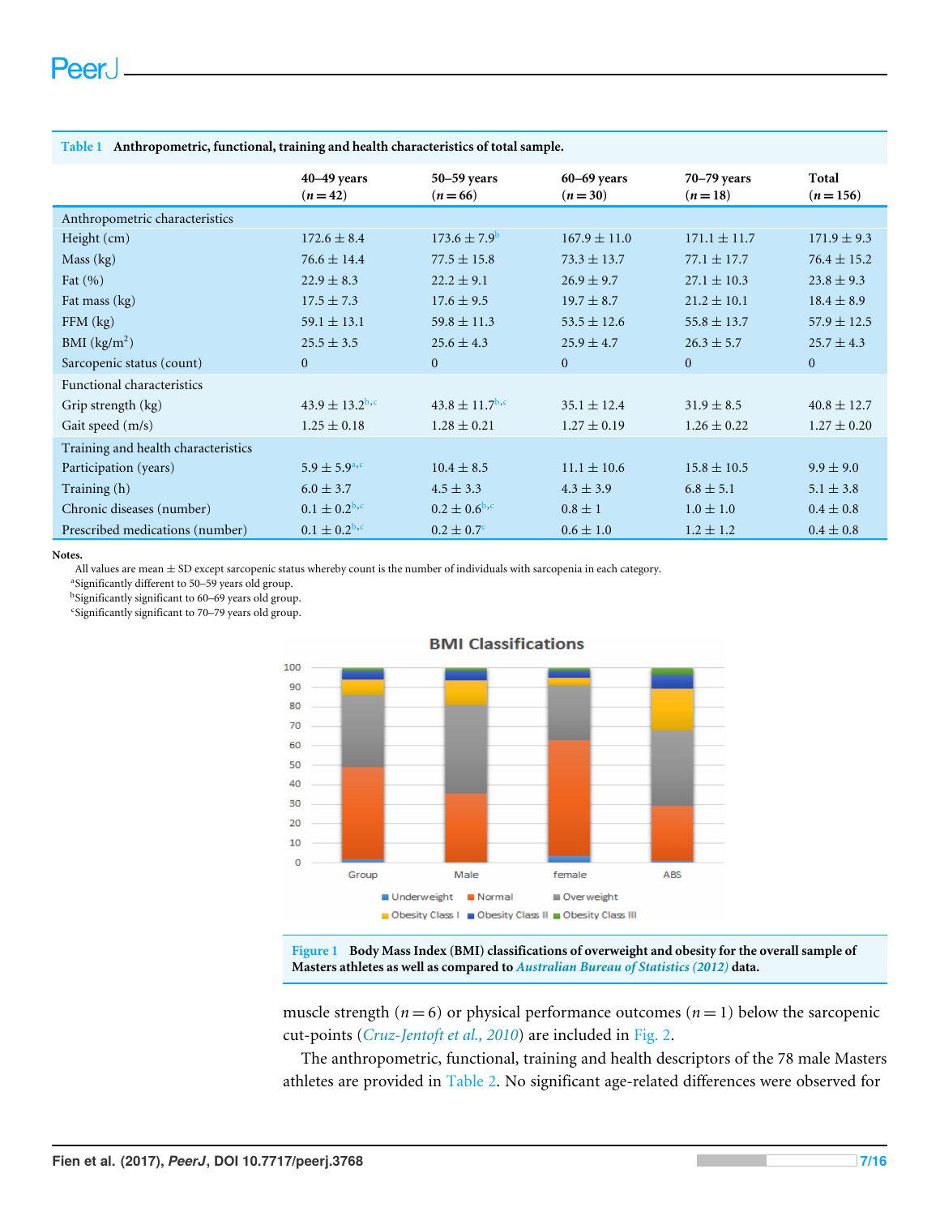**Table 1** Anthropometric, functional, training and health characteristics of total sample.

| | 40–49 years ($n = 42$) | 50–59 years ($n = 66$) | 60–69 years ($n = 30$) | 70–79 years ($n = 18$) | Total ($n = 156$) |
|---|---|---|---|---|---|
| **Anthropometric characteristics** | | | | | |
| Height (cm) | 172.6 ± 8.4 | 173.6 ± 7.9[b] | 167.9 ± 11.0 | 171.1 ± 11.7 | 171.9 ± 9.3 |
| Mass (kg) | 76.6 ± 14.4 | 77.5 ± 15.8 | 73.3 ± 13.7 | 77.1 ± 17.7 | 76.4 ± 15.2 |
| Fat (%) | 22.9 ± 8.3 | 22.2 ± 9.1 | 26.9 ± 9.7 | 27.1 ± 10.3 | 23.8 ± 9.3 |
| Fat mass (kg) | 17.5 ± 7.3 | 17.6 ± 9.5 | 19.7 ± 8.7 | 21.2 ± 10.1 | 18.4 ± 8.9 |
| FFM (kg) | 59.1 ± 13.1 | 59.8 ± 11.3 | 53.5 ± 12.6 | 55.8 ± 13.7 | 57.9 ± 12.5 |
| BMI (kg/m$^2$) | 25.5 ± 3.5 | 25.6 ± 4.3 | 25.9 ± 4.7 | 26.3 ± 5.7 | 25.7 ± 4.3 |
| Sarcopenic status (count) | 0 | 0 | 0 | 0 | 0 |
| **Functional characteristics** | | | | | |
| Grip strength (kg) | 43.9 ± 13.2[b,c] | 43.8 ± 11.7[b,c] | 35.1 ± 12.4 | 31.9 ± 8.5 | 40.8 ± 12.7 |
| Gait speed (m/s) | 1.25 ± 0.18 | 1.28 ± 0.21 | 1.27 ± 0.19 | 1.26 ± 0.22 | 1.27 ± 0.20 |
| **Training and health characteristics** | | | | | |
| Participation (years) | 5.9 ± 5.9[a,c] | 10.4 ± 8.5 | 11.1 ± 10.6 | 15.8 ± 10.5 | 9.9 ± 9.0 |
| Training (h) | 6.0 ± 3.7 | 4.5 ± 3.3 | 4.3 ± 3.9 | 6.8 ± 5.1 | 5.1 ± 3.8 |
| Chronic diseases (number) | 0.1 ± 0.2[b,c] | 0.2 ± 0.6[b,c] | 0.8 ± 1 | 1.0 ± 1.0 | 0.4 ± 0.8 |
| Prescribed medications (number) | 0.1 ± 0.2[b,c] | 0.2 ± 0.7[c] | 0.6 ± 1.0 | 1.2 ± 1.2 | 0.4 ± 0.8 |

**Notes.**

All values are mean ± SD except sarcopenic status whereby count is the number of individuals with sarcopenia in each category.

[a]Significantly different to 50–59 years old group.

[b]Significantly significant to 60–69 years old group.

[c]Significantly significant to 70–79 years old group.

**Figure 1** Body Mass Index (BMI) classifications of overweight and obesity for the overall sample of Masters athletes as well as compared to *Australian Bureau of Statistics (2012)* data.

muscle strength ($n = 6$) or physical performance outcomes ($n = 1$) below the sarcopenic cut-points (*Cruz-Jentoft et al., 2010*) are included in Fig. 2.

The anthropometric, functional, training and health descriptors of the 78 male Masters athletes are provided in Table 2. No significant age-related differences were observed for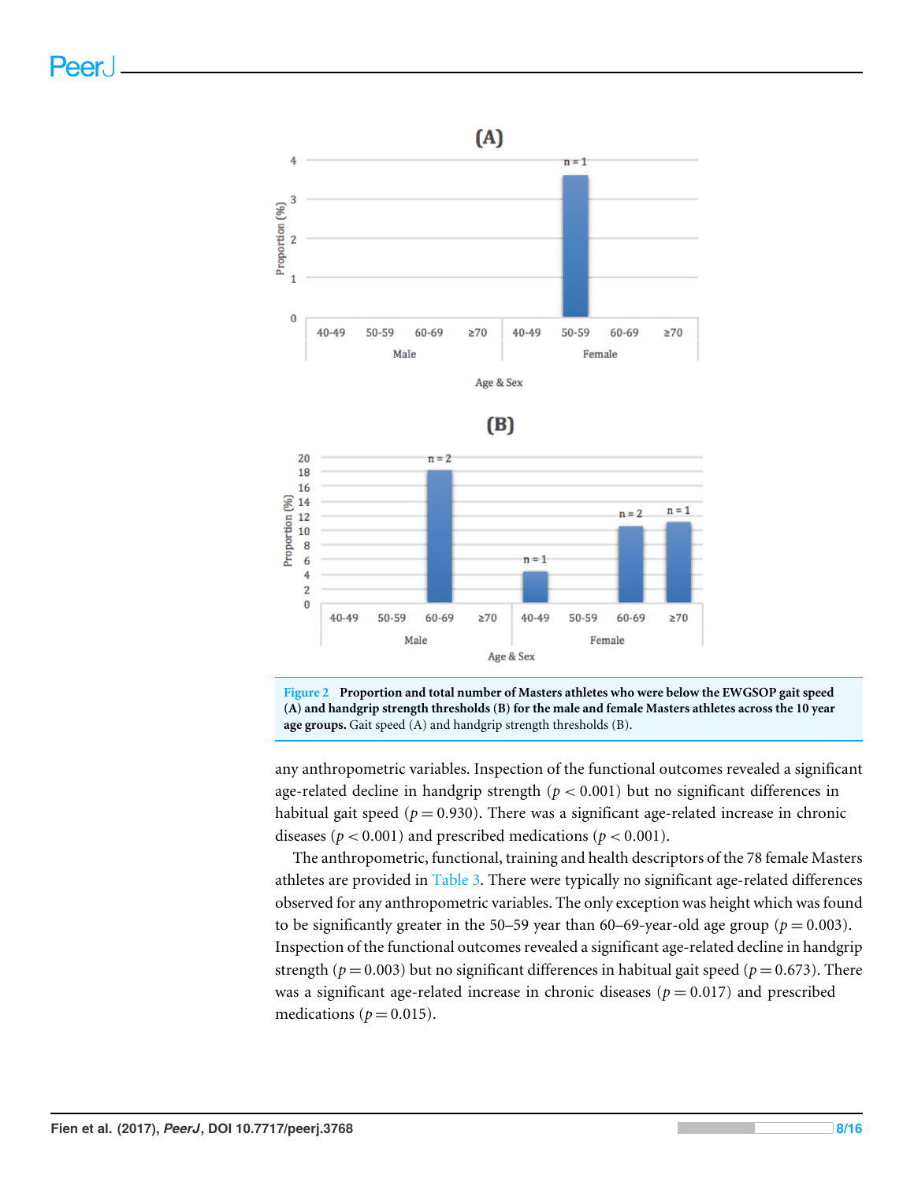Figure 2 **Proportion and total number of Masters athletes who were below the EWGSOP gait speed (A) and handgrip strength thresholds (B) for the male and female Masters athletes across the 10 year age groups.** Gait speed (A) and handgrip strength thresholds (B).

any anthropometric variables. Inspection of the functional outcomes revealed a significant age-related decline in handgrip strength ($p < 0.001$) but no significant differences in habitual gait speed ($p = 0.930$). There was a significant age-related increase in chronic diseases ($p < 0.001$) and prescribed medications ($p < 0.001$).

The anthropometric, functional, training and health descriptors of the 78 female Masters athletes are provided in Table 3. There were typically no significant age-related differences observed for any anthropometric variables. The only exception was height which was found to be significantly greater in the 50–59 year than 60–69-year-old age group ($p = 0.003$). Inspection of the functional outcomes revealed a significant age-related decline in handgrip strength ($p = 0.003$) but no significant differences in habitual gait speed ($p = 0.673$). There was a significant age-related increase in chronic diseases ($p = 0.017$) and prescribed medications ($p = 0.015$).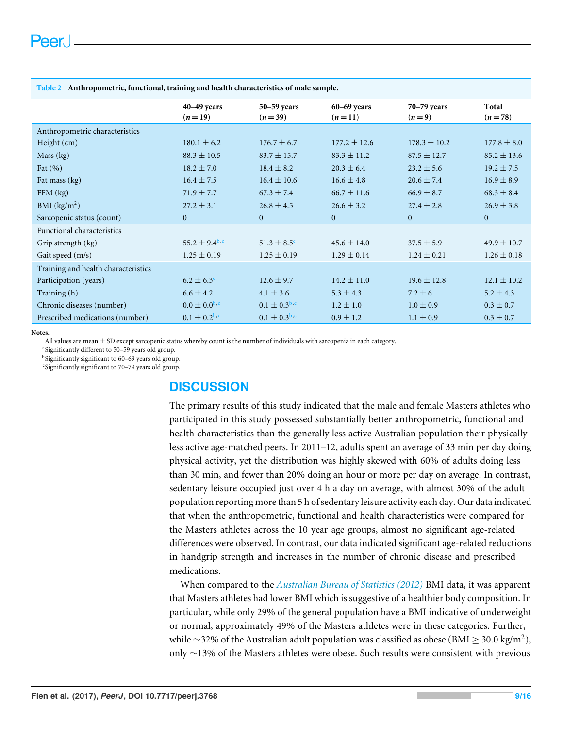**Table 2 Anthropometric, functional, training and health characteristics of male sample.**

| | 40–49 years ($n = 19$) | 50–59 years ($n = 39$) | 60–69 years ($n = 11$) | 70–79 years ($n = 9$) | Total ($n = 78$) |
|---|---|---|---|---|---|
| Anthropometric characteristics | | | | | |
| Height (cm) | 180.1 ± 6.2 | 176.7 ± 6.7 | 177.2 ± 12.6 | 178.3 ± 10.2 | 177.8 ± 8.0 |
| Mass (kg) | 88.3 ± 10.5 | 83.7 ± 15.7 | 83.3 ± 11.2 | 87.5 ± 12.7 | 85.2 ± 13.6 |
| Fat (%) | 18.2 ± 7.0 | 18.4 ± 8.2 | 20.3 ± 6.4 | 23.2 ± 5.6 | 19.2 ± 7.5 |
| Fat mass (kg) | 16.4 ± 7.5 | 16.4 ± 10.6 | 16.6 ± 4.8 | 20.6 ± 7.4 | 16.9 ± 8.9 |
| FFM (kg) | 71.9 ± 7.7 | 67.3 ± 7.4 | 66.7 ± 11.6 | 66.9 ± 8.7 | 68.3 ± 8.4 |
| BMI (kg/m$^2$) | 27.2 ± 3.1 | 26.8 ± 4.5 | 26.6 ± 3.2 | 27.4 ± 2.8 | 26.9 ± 3.8 |
| Sarcopenic status (count) | 0 | 0 | 0 | 0 | 0 |
| Functional characteristics | | | | | |
| Grip strength (kg) | 55.2 ± 9.4[b,c] | 51.3 ± 8.5[c] | 45.6 ± 14.0 | 37.5 ± 5.9 | 49.9 ± 10.7 |
| Gait speed (m/s) | 1.25 ± 0.19 | 1.25 ± 0.19 | 1.29 ± 0.14 | 1.24 ± 0.21 | 1.26 ± 0.18 |
| Training and health characteristics | | | | | |
| Participation (years) | 6.2 ± 6.3[c] | 12.6 ± 9.7 | 14.2 ± 11.0 | 19.6 ± 12.8 | 12.1 ± 10.2 |
| Training (h) | 6.6 ± 4.2 | 4.1 ± 3.6 | 5.3 ± 4.3 | 7.2 ± 6 | 5.2 ± 4.3 |
| Chronic diseases (number) | 0.0 ± 0.0[b,c] | 0.1 ± 0.3[b,c] | 1.2 ± 1.0 | 1.0 ± 0.9 | 0.3 ± 0.7 |
| Prescribed medications (number) | 0.1 ± 0.2[b,c] | 0.1 ± 0.3[b,c] | 0.9 ± 1.2 | 1.1 ± 0.9 | 0.3 ± 0.7 |

**Notes.**

All values are mean ± SD except sarcopenic status whereby count is the number of individuals with sarcopenia in each category.

[a]Significantly different to 50–59 years old group.

[b]Significantly significant to 60–69 years old group.

[c]Significantly significant to 70–79 years old group.

## DISCUSSION

The primary results of this study indicated that the male and female Masters athletes who participated in this study possessed substantially better anthropometric, functional and health characteristics than the generally less active Australian population their physically less active age-matched peers. In 2011–12, adults spent an average of 33 min per day doing physical activity, yet the distribution was highly skewed with 60% of adults doing less than 30 min, and fewer than 20% doing an hour or more per day on average. In contrast, sedentary leisure occupied just over 4 h a day on average, with almost 30% of the adult population reporting more than 5 h of sedentary leisure activity each day. Our data indicated that when the anthropometric, functional and health characteristics were compared for the Masters athletes across the 10 year age groups, almost no significant age-related differences were observed. In contrast, our data indicated significant age-related reductions in handgrip strength and increases in the number of chronic disease and prescribed medications.

When compared to the *Australian Bureau of Statistics (2012)* BMI data, it was apparent that Masters athletes had lower BMI which is suggestive of a healthier body composition. In particular, while only 29% of the general population have a BMI indicative of underweight or normal, approximately 49% of the Masters athletes were in these categories. Further, while ~32% of the Australian adult population was classified as obese (BMI $\geq$ 30.0 kg/m$^2$), only ~13% of the Masters athletes were obese. Such results were consistent with previous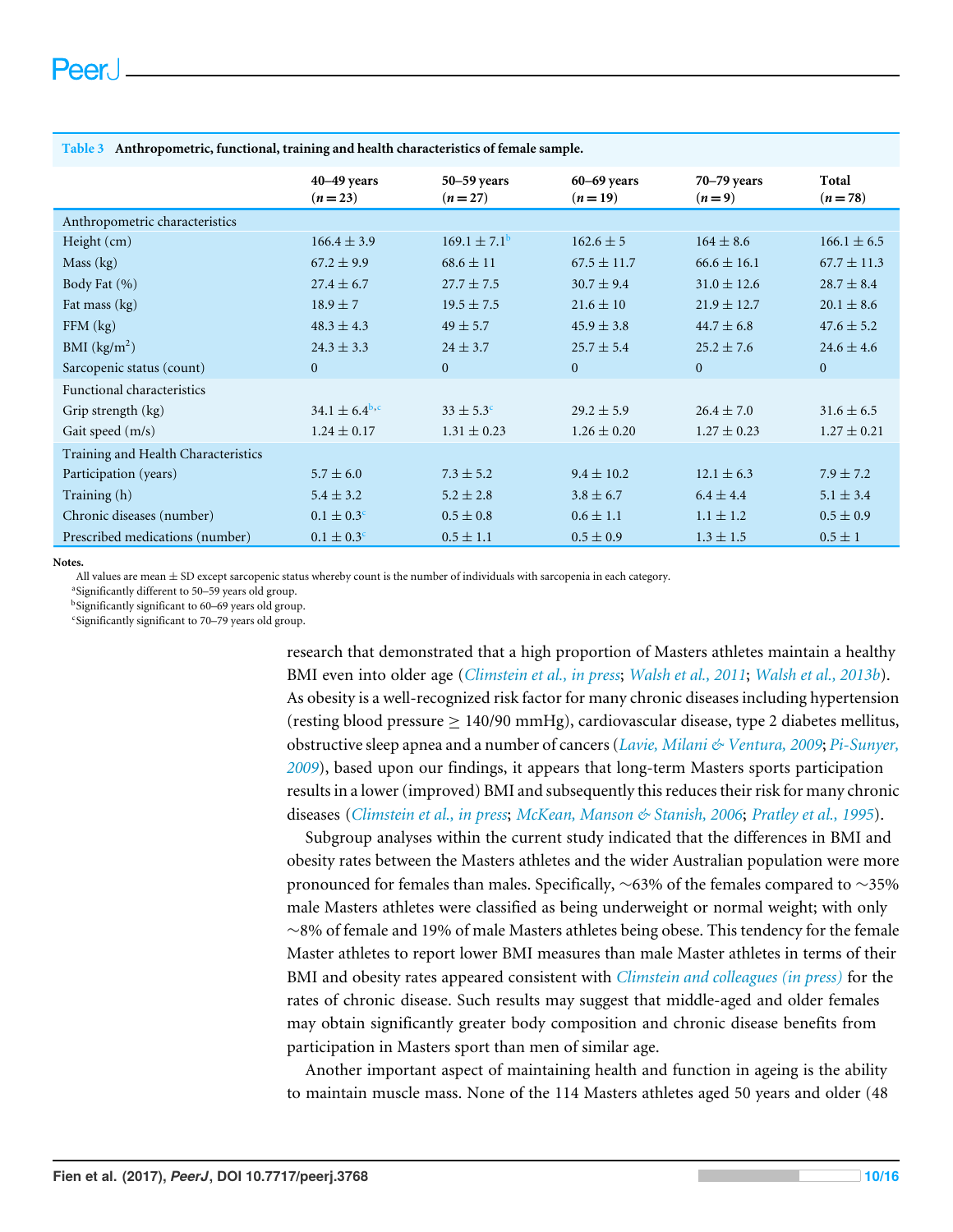**Table 3 Anthropometric, functional, training and health characteristics of female sample.**

| | 40–49 years ($n = 23$) | 50–59 years ($n = 27$) | 60–69 years ($n = 19$) | 70–79 years ($n = 9$) | Total ($n = 78$) |
|---|---|---|---|---|---|
| Anthropometric characteristics | | | | | |
| Height (cm) | 166.4 ± 3.9 | 169.1 ± 7.1[b] | 162.6 ± 5 | 164 ± 8.6 | 166.1 ± 6.5 |
| Mass (kg) | 67.2 ± 9.9 | 68.6 ± 11 | 67.5 ± 11.7 | 66.6 ± 16.1 | 67.7 ± 11.3 |
| Body Fat (%) | 27.4 ± 6.7 | 27.7 ± 7.5 | 30.7 ± 9.4 | 31.0 ± 12.6 | 28.7 ± 8.4 |
| Fat mass (kg) | 18.9 ± 7 | 19.5 ± 7.5 | 21.6 ± 10 | 21.9 ± 12.7 | 20.1 ± 8.6 |
| FFM (kg) | 48.3 ± 4.3 | 49 ± 5.7 | 45.9 ± 3.8 | 44.7 ± 6.8 | 47.6 ± 5.2 |
| BMI ($kg/m^2$) | 24.3 ± 3.3 | 24 ± 3.7 | 25.7 ± 5.4 | 25.2 ± 7.6 | 24.6 ± 4.6 |
| Sarcopenic status (count) | 0 | 0 | 0 | 0 | 0 |
| Functional characteristics | | | | | |
| Grip strength (kg) | 34.1 ± 6.4[b,c] | 33 ± 5.3[c] | 29.2 ± 5.9 | 26.4 ± 7.0 | 31.6 ± 6.5 |
| Gait speed (m/s) | 1.24 ± 0.17 | 1.31 ± 0.23 | 1.26 ± 0.20 | 1.27 ± 0.23 | 1.27 ± 0.21 |
| Training and Health Characteristics | | | | | |
| Participation (years) | 5.7 ± 6.0 | 7.3 ± 5.2 | 9.4 ± 10.2 | 12.1 ± 6.3 | 7.9 ± 7.2 |
| Training (h) | 5.4 ± 3.2 | 5.2 ± 2.8 | 3.8 ± 6.7 | 6.4 ± 4.4 | 5.1 ± 3.4 |
| Chronic diseases (number) | 0.1 ± 0.3[c] | 0.5 ± 0.8 | 0.6 ± 1.1 | 1.1 ± 1.2 | 0.5 ± 0.9 |
| Prescribed medications (number) | 0.1 ± 0.3[c] | 0.5 ± 1.1 | 0.5 ± 0.9 | 1.3 ± 1.5 | 0.5 ± 1 |

**Notes.**

All values are mean ± SD except sarcopenic status whereby count is the number of individuals with sarcopenia in each category.

[a]Significantly different to 50–59 years old group.

[b]Significantly significant to 60–69 years old group.

[c]Significantly significant to 70–79 years old group.

research that demonstrated that a high proportion of Masters athletes maintain a healthy BMI even into older age (*Climstein et al., in press*; *Walsh et al., 2011*; *Walsh et al., 2013b*). As obesity is a well-recognized risk factor for many chronic diseases including hypertension (resting blood pressure ≥ 140/90 mmHg), cardiovascular disease, type 2 diabetes mellitus, obstructive sleep apnea and a number of cancers (*Lavie, Milani & Ventura, 2009*; *Pi-Sunyer, 2009*), based upon our findings, it appears that long-term Masters sports participation results in a lower (improved) BMI and subsequently this reduces their risk for many chronic diseases (*Climstein et al., in press*; *McKean, Manson & Stanish, 2006*; *Pratley et al., 1995*).

Subgroup analyses within the current study indicated that the differences in BMI and obesity rates between the Masters athletes and the wider Australian population were more pronounced for females than males. Specifically, ~63% of the females compared to ~35% male Masters athletes were classified as being underweight or normal weight; with only ~8% of female and 19% of male Masters athletes being obese. This tendency for the female Master athletes to report lower BMI measures than male Master athletes in terms of their BMI and obesity rates appeared consistent with *Climstein and colleagues (in press)* for the rates of chronic disease. Such results may suggest that middle-aged and older females may obtain significantly greater body composition and chronic disease benefits from participation in Masters sport than men of similar age.

Another important aspect of maintaining health and function in ageing is the ability to maintain muscle mass. None of the 114 Masters athletes aged 50 years and older (48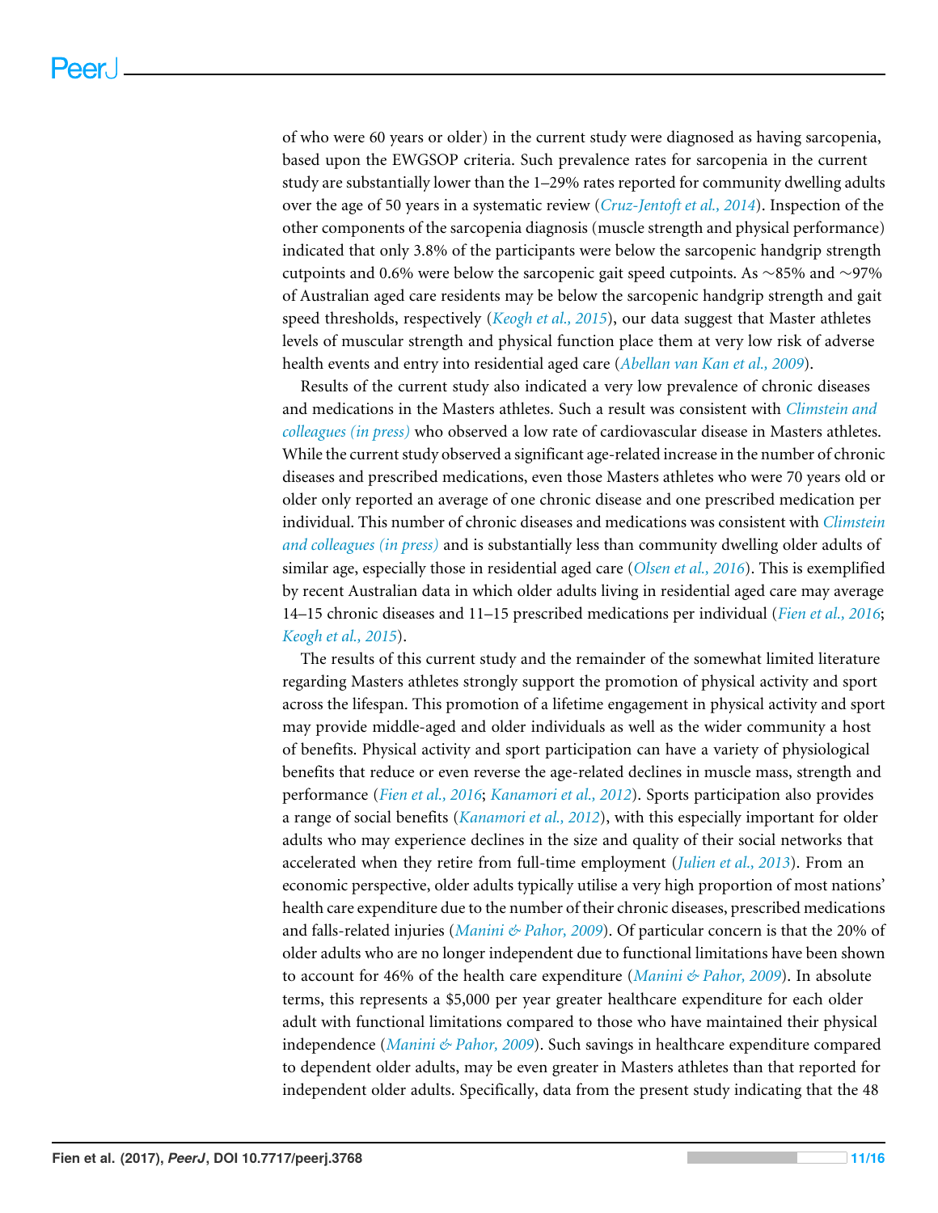of who were 60 years or older) in the current study were diagnosed as having sarcopenia, based upon the EWGSOP criteria. Such prevalence rates for sarcopenia in the current study are substantially lower than the 1–29% rates reported for community dwelling adults over the age of 50 years in a systematic review (*Cruz-Jentoft et al., 2014*). Inspection of the other components of the sarcopenia diagnosis (muscle strength and physical performance) indicated that only 3.8% of the participants were below the sarcopenic handgrip strength cutpoints and 0.6% were below the sarcopenic gait speed cutpoints. As ∼85% and ∼97% of Australian aged care residents may be below the sarcopenic handgrip strength and gait speed thresholds, respectively (*Keogh et al., 2015*), our data suggest that Master athletes levels of muscular strength and physical function place them at very low risk of adverse health events and entry into residential aged care (*Abellan van Kan et al., 2009*).

Results of the current study also indicated a very low prevalence of chronic diseases and medications in the Masters athletes. Such a result was consistent with *Climstein and colleagues (in press)* who observed a low rate of cardiovascular disease in Masters athletes. While the current study observed a significant age-related increase in the number of chronic diseases and prescribed medications, even those Masters athletes who were 70 years old or older only reported an average of one chronic disease and one prescribed medication per individual. This number of chronic diseases and medications was consistent with *Climstein and colleagues (in press)* and is substantially less than community dwelling older adults of similar age, especially those in residential aged care (*Olsen et al., 2016*). This is exemplified by recent Australian data in which older adults living in residential aged care may average 14–15 chronic diseases and 11–15 prescribed medications per individual (*Fien et al., 2016*; *Keogh et al., 2015*).

The results of this current study and the remainder of the somewhat limited literature regarding Masters athletes strongly support the promotion of physical activity and sport across the lifespan. This promotion of a lifetime engagement in physical activity and sport may provide middle-aged and older individuals as well as the wider community a host of benefits. Physical activity and sport participation can have a variety of physiological benefits that reduce or even reverse the age-related declines in muscle mass, strength and performance (*Fien et al., 2016*; *Kanamori et al., 2012*). Sports participation also provides a range of social benefits (*Kanamori et al., 2012*), with this especially important for older adults who may experience declines in the size and quality of their social networks that accelerated when they retire from full-time employment (*Julien et al., 2013*). From an economic perspective, older adults typically utilise a very high proportion of most nations' health care expenditure due to the number of their chronic diseases, prescribed medications and falls-related injuries (*Manini & Pahor, 2009*). Of particular concern is that the 20% of older adults who are no longer independent due to functional limitations have been shown to account for 46% of the health care expenditure (*Manini & Pahor, 2009*). In absolute terms, this represents a $5,000 per year greater healthcare expenditure for each older adult with functional limitations compared to those who have maintained their physical independence (*Manini & Pahor, 2009*). Such savings in healthcare expenditure compared to dependent older adults, may be even greater in Masters athletes than that reported for independent older adults. Specifically, data from the present study indicating that the 48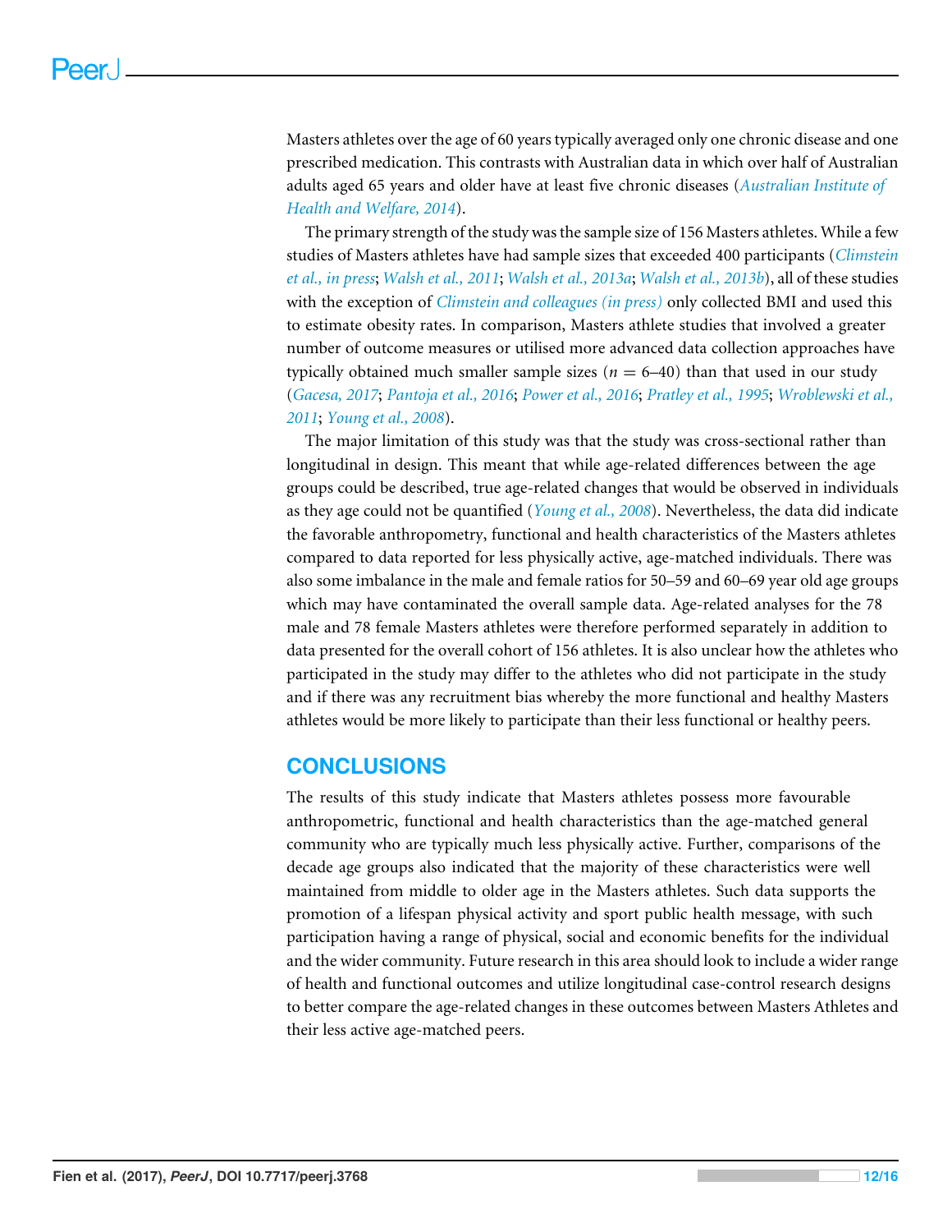Masters athletes over the age of 60 years typically averaged only one chronic disease and one prescribed medication. This contrasts with Australian data in which over half of Australian adults aged 65 years and older have at least five chronic diseases (*Australian Institute of Health and Welfare, 2014*).

The primary strength of the study was the sample size of 156 Masters athletes. While a few studies of Masters athletes have had sample sizes that exceeded 400 participants (*Climstein et al., in press*; *Walsh et al., 2011*; *Walsh et al., 2013a*; *Walsh et al., 2013b*), all of these studies with the exception of *Climstein and colleagues (in press)* only collected BMI and used this to estimate obesity rates. In comparison, Masters athlete studies that involved a greater number of outcome measures or utilised more advanced data collection approaches have typically obtained much smaller sample sizes ($n = 6$–$40$) than that used in our study (*Gacesa, 2017*; *Pantoja et al., 2016*; *Power et al., 2016*; *Pratley et al., 1995*; *Wroblewski et al., 2011*; *Young et al., 2008*).

The major limitation of this study was that the study was cross-sectional rather than longitudinal in design. This meant that while age-related differences between the age groups could be described, true age-related changes that would be observed in individuals as they age could not be quantified (*Young et al., 2008*). Nevertheless, the data did indicate the favorable anthropometry, functional and health characteristics of the Masters athletes compared to data reported for less physically active, age-matched individuals. There was also some imbalance in the male and female ratios for 50–59 and 60–69 year old age groups which may have contaminated the overall sample data. Age-related analyses for the 78 male and 78 female Masters athletes were therefore performed separately in addition to data presented for the overall cohort of 156 athletes. It is also unclear how the athletes who participated in the study may differ to the athletes who did not participate in the study and if there was any recruitment bias whereby the more functional and healthy Masters athletes would be more likely to participate than their less functional or healthy peers.

## CONCLUSIONS

The results of this study indicate that Masters athletes possess more favourable anthropometric, functional and health characteristics than the age-matched general community who are typically much less physically active. Further, comparisons of the decade age groups also indicated that the majority of these characteristics were well maintained from middle to older age in the Masters athletes. Such data supports the promotion of a lifespan physical activity and sport public health message, with such participation having a range of physical, social and economic benefits for the individual and the wider community. Future research in this area should look to include a wider range of health and functional outcomes and utilize longitudinal case-control research designs to better compare the age-related changes in these outcomes between Masters Athletes and their less active age-matched peers.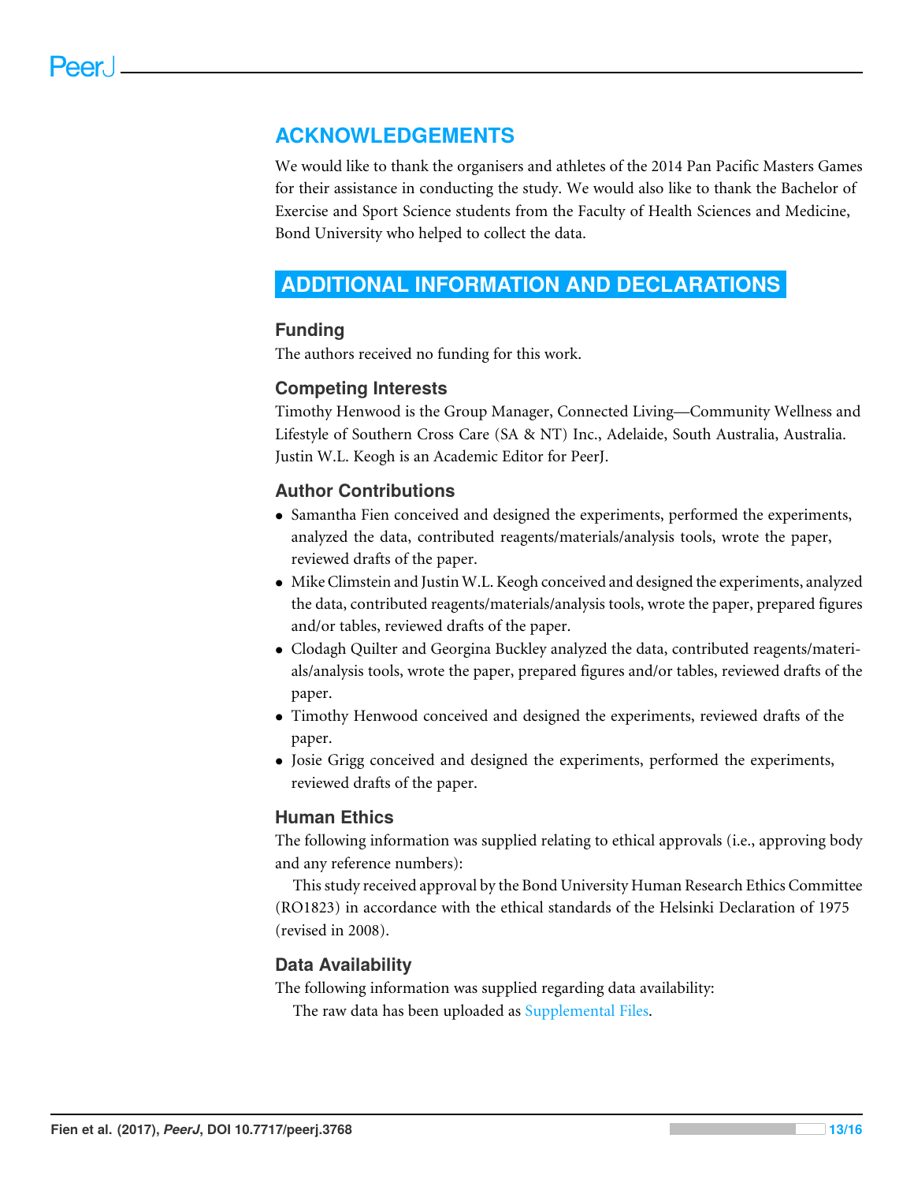## ACKNOWLEDGEMENTS

We would like to thank the organisers and athletes of the 2014 Pan Pacific Masters Games for their assistance in conducting the study. We would also like to thank the Bachelor of Exercise and Sport Science students from the Faculty of Health Sciences and Medicine, Bond University who helped to collect the data.

## ADDITIONAL INFORMATION AND DECLARATIONS

### Funding

The authors received no funding for this work.

### Competing Interests

Timothy Henwood is the Group Manager, Connected Living—Community Wellness and Lifestyle of Southern Cross Care (SA & NT) Inc., Adelaide, South Australia, Australia. Justin W.L. Keogh is an Academic Editor for PeerJ.

### Author Contributions

- Samantha Fien conceived and designed the experiments, performed the experiments, analyzed the data, contributed reagents/materials/analysis tools, wrote the paper, reviewed drafts of the paper.
- Mike Climstein and Justin W.L. Keogh conceived and designed the experiments, analyzed the data, contributed reagents/materials/analysis tools, wrote the paper, prepared figures and/or tables, reviewed drafts of the paper.
- Clodagh Quilter and Georgina Buckley analyzed the data, contributed reagents/materials/analysis tools, wrote the paper, prepared figures and/or tables, reviewed drafts of the paper.
- Timothy Henwood conceived and designed the experiments, reviewed drafts of the paper.
- Josie Grigg conceived and designed the experiments, performed the experiments, reviewed drafts of the paper.

### Human Ethics

The following information was supplied relating to ethical approvals (i.e., approving body and any reference numbers):

This study received approval by the Bond University Human Research Ethics Committee (RO1823) in accordance with the ethical standards of the Helsinki Declaration of 1975 (revised in 2008).

### Data Availability

The following information was supplied regarding data availability:

The raw data has been uploaded as Supplemental Files.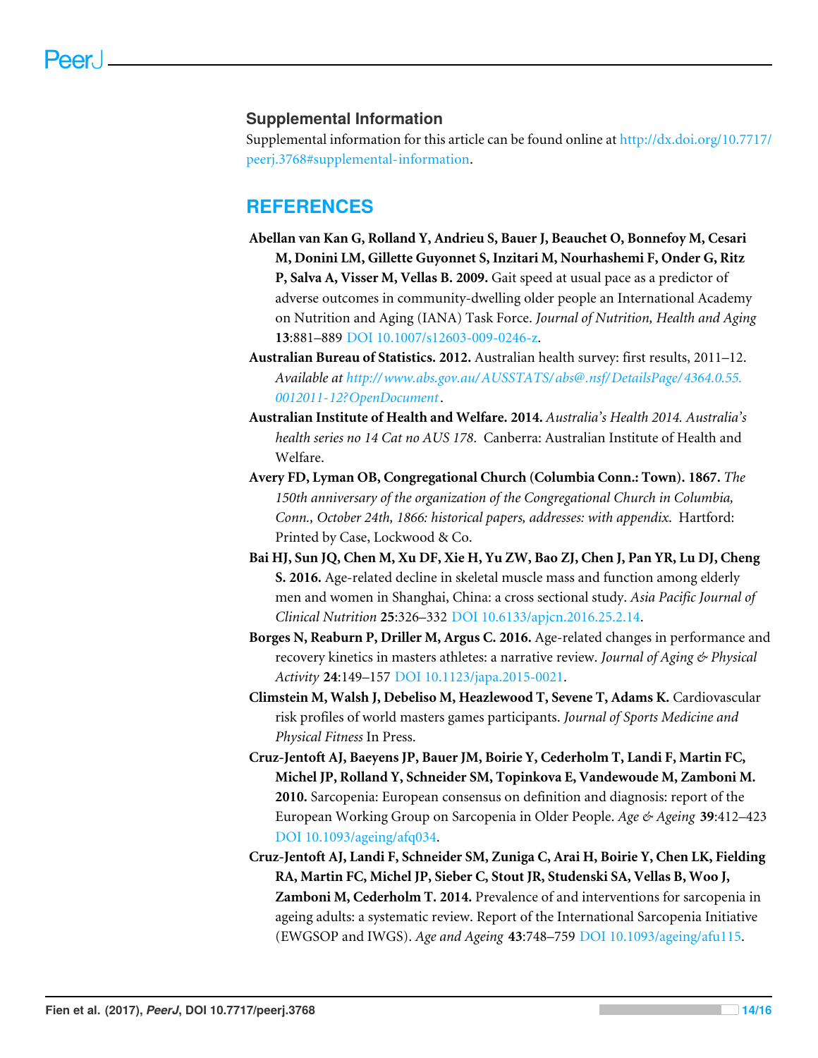## Supplemental Information

Supplemental information for this article can be found online at http://dx.doi.org/10.7717/peerj.3768#supplemental-information.

## REFERENCES

**Abellan van Kan G, Rolland Y, Andrieu S, Bauer J, Beauchet O, Bonnefoy M, Cesari M, Donini LM, Gillette Guyonnet S, Inzitari M, Nourhashemi F, Onder G, Ritz P, Salva A, Visser M, Vellas B. 2009.** Gait speed at usual pace as a predictor of adverse outcomes in community-dwelling older people an International Academy on Nutrition and Aging (IANA) Task Force. *Journal of Nutrition, Health and Aging* **13**:881–889 DOI 10.1007/s12603-009-0246-z.

**Australian Bureau of Statistics. 2012.** Australian health survey: first results, 2011–12. *Available at http://www.abs.gov.au/AUSSTATS/abs@.nsf/DetailsPage/4364.0.55.0012011-12?OpenDocument*.

**Australian Institute of Health and Welfare. 2014.** *Australia's Health 2014. Australia's health series no 14 Cat no AUS 178*. Canberra: Australian Institute of Health and Welfare.

**Avery FD, Lyman OB, Congregational Church (Columbia Conn.: Town). 1867.** *The 150th anniversary of the organization of the Congregational Church in Columbia, Conn., October 24th, 1866: historical papers, addresses: with appendix*. Hartford: Printed by Case, Lockwood & Co.

**Bai HJ, Sun JQ, Chen M, Xu DF, Xie H, Yu ZW, Bao ZJ, Chen J, Pan YR, Lu DJ, Cheng S. 2016.** Age-related decline in skeletal muscle mass and function among elderly men and women in Shanghai, China: a cross sectional study. *Asia Pacific Journal of Clinical Nutrition* **25**:326–332 DOI 10.6133/apjcn.2016.25.2.14.

**Borges N, Reaburn P, Driller M, Argus C. 2016.** Age-related changes in performance and recovery kinetics in masters athletes: a narrative review. *Journal of Aging & Physical Activity* **24**:149–157 DOI 10.1123/japa.2015-0021.

**Climstein M, Walsh J, Debeliso M, Heazlewood T, Sevene T, Adams K.** Cardiovascular risk profiles of world masters games participants. *Journal of Sports Medicine and Physical Fitness* In Press.

**Cruz-Jentoft AJ, Baeyens JP, Bauer JM, Boirie Y, Cederholm T, Landi F, Martin FC, Michel JP, Rolland Y, Schneider SM, Topinkova E, Vandewoude M, Zamboni M. 2010.** Sarcopenia: European consensus on definition and diagnosis: report of the European Working Group on Sarcopenia in Older People. *Age & Ageing* **39**:412–423 DOI 10.1093/ageing/afq034.

**Cruz-Jentoft AJ, Landi F, Schneider SM, Zuniga C, Arai H, Boirie Y, Chen LK, Fielding RA, Martin FC, Michel JP, Sieber C, Stout JR, Studenski SA, Vellas B, Woo J, Zamboni M, Cederholm T. 2014.** Prevalence of and interventions for sarcopenia in ageing adults: a systematic review. Report of the International Sarcopenia Initiative (EWGSOP and IWGS). *Age and Ageing* **43**:748–759 DOI 10.1093/ageing/afu115.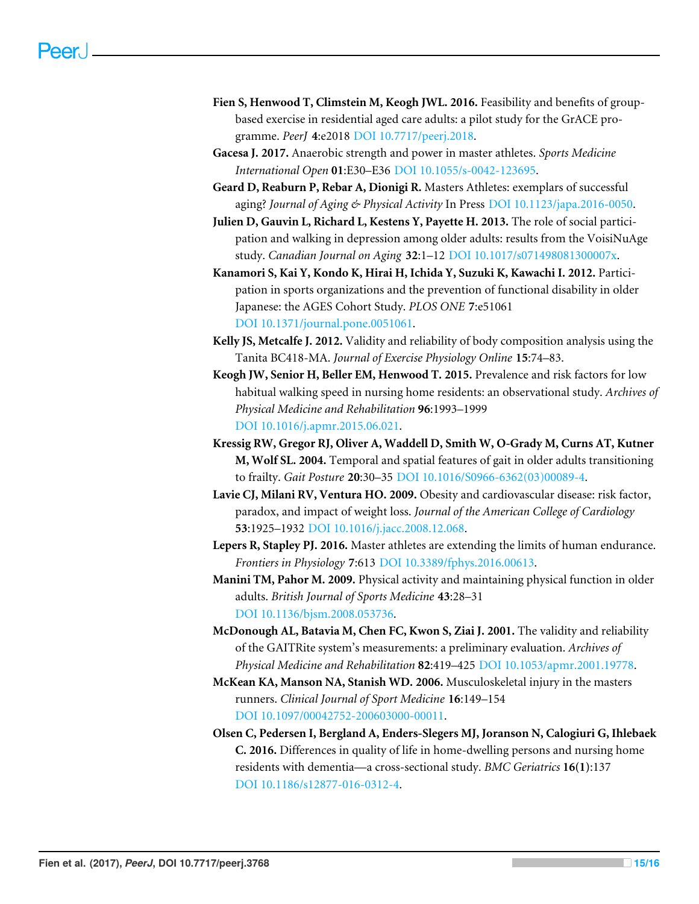**Fien S, Henwood T, Climstein M, Keogh JWL. 2016.** Feasibility and benefits of group-based exercise in residential aged care adults: a pilot study for the GrACE programme. *PeerJ* **4**:e2018 DOI 10.7717/peerj.2018.

**Gacesa J. 2017.** Anaerobic strength and power in master athletes. *Sports Medicine International Open* **01**:E30–E36 DOI 10.1055/s-0042-123695.

**Geard D, Reaburn P, Rebar A, Dionigi R.** Masters Athletes: exemplars of successful aging? *Journal of Aging & Physical Activity* In Press DOI 10.1123/japa.2016-0050.

**Julien D, Gauvin L, Richard L, Kestens Y, Payette H. 2013.** The role of social participation and walking in depression among older adults: results from the VoisiNuAge study. *Canadian Journal on Aging* **32**:1–12 DOI 10.1017/s071498081300007x.

**Kanamori S, Kai Y, Kondo K, Hirai H, Ichida Y, Suzuki K, Kawachi I. 2012.** Participation in sports organizations and the prevention of functional disability in older Japanese: the AGES Cohort Study. *PLOS ONE* **7**:e51061 DOI 10.1371/journal.pone.0051061.

**Kelly JS, Metcalfe J. 2012.** Validity and reliability of body composition analysis using the Tanita BC418-MA. *Journal of Exercise Physiology Online* **15**:74–83.

**Keogh JW, Senior H, Beller EM, Henwood T. 2015.** Prevalence and risk factors for low habitual walking speed in nursing home residents: an observational study. *Archives of Physical Medicine and Rehabilitation* **96**:1993–1999 DOI 10.1016/j.apmr.2015.06.021.

**Kressig RW, Gregor RJ, Oliver A, Waddell D, Smith W, O-Grady M, Curns AT, Kutner M, Wolf SL. 2004.** Temporal and spatial features of gait in older adults transitioning to frailty. *Gait Posture* **20**:30–35 DOI 10.1016/S0966-6362(03)00089-4.

**Lavie CJ, Milani RV, Ventura HO. 2009.** Obesity and cardiovascular disease: risk factor, paradox, and impact of weight loss. *Journal of the American College of Cardiology* **53**:1925–1932 DOI 10.1016/j.jacc.2008.12.068.

**Lepers R, Stapley PJ. 2016.** Master athletes are extending the limits of human endurance. *Frontiers in Physiology* **7**:613 DOI 10.3389/fphys.2016.00613.

**Manini TM, Pahor M. 2009.** Physical activity and maintaining physical function in older adults. *British Journal of Sports Medicine* **43**:28–31 DOI 10.1136/bjsm.2008.053736.

**McDonough AL, Batavia M, Chen FC, Kwon S, Ziai J. 2001.** The validity and reliability of the GAITRite system's measurements: a preliminary evaluation. *Archives of Physical Medicine and Rehabilitation* **82**:419–425 DOI 10.1053/apmr.2001.19778.

**McKean KA, Manson NA, Stanish WD. 2006.** Musculoskeletal injury in the masters runners. *Clinical Journal of Sport Medicine* **16**:149–154 DOI 10.1097/00042752-200603000-00011.

**Olsen C, Pedersen I, Bergland A, Enders-Slegers MJ, Joranson N, Calogiuri G, Ihlebaek C. 2016.** Differences in quality of life in home-dwelling persons and nursing home residents with dementia—a cross-sectional study. *BMC Geriatrics* **16(1)**:137 DOI 10.1186/s12877-016-0312-4.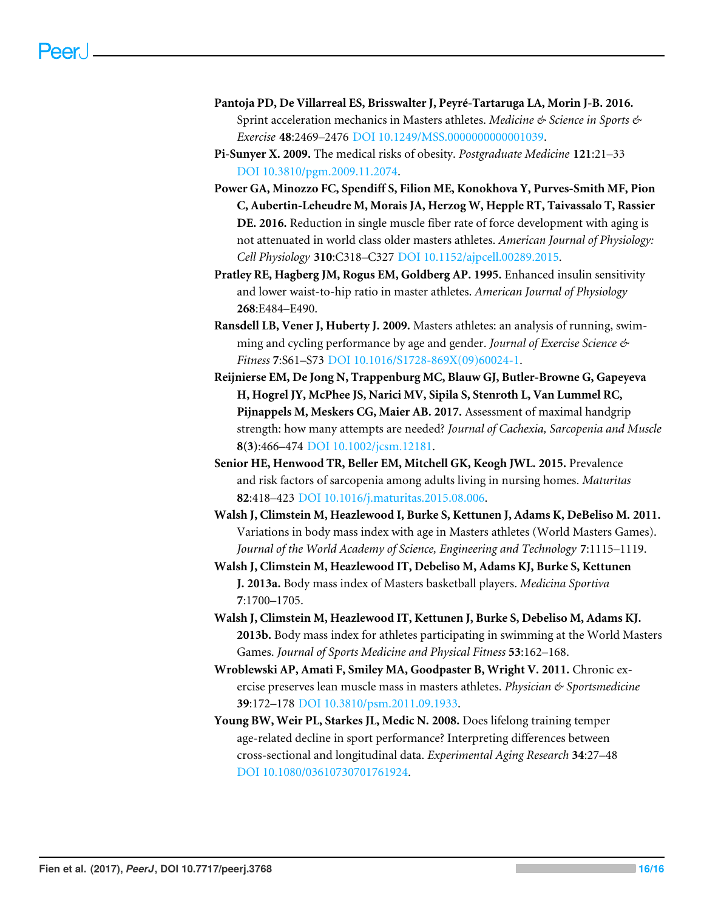**Pantoja PD, De Villarreal ES, Brisswalter J, Peyré-Tartaruga LA, Morin J-B. 2016.** Sprint acceleration mechanics in Masters athletes. *Medicine & Science in Sports & Exercise* **48**:2469–2476 DOI 10.1249/MSS.0000000000001039.

**Pi-Sunyer X. 2009.** The medical risks of obesity. *Postgraduate Medicine* **121**:21–33 DOI 10.3810/pgm.2009.11.2074.

**Power GA, Minozzo FC, Spendiff S, Filion ME, Konokhova Y, Purves-Smith MF, Pion C, Aubertin-Leheudre M, Morais JA, Herzog W, Hepple RT, Taivassalo T, Rassier DE. 2016.** Reduction in single muscle fiber rate of force development with aging is not attenuated in world class older masters athletes. *American Journal of Physiology: Cell Physiology* **310**:C318–C327 DOI 10.1152/ajpcell.00289.2015.

**Pratley RE, Hagberg JM, Rogus EM, Goldberg AP. 1995.** Enhanced insulin sensitivity and lower waist-to-hip ratio in master athletes. *American Journal of Physiology* **268**:E484–E490.

**Ransdell LB, Vener J, Huberty J. 2009.** Masters athletes: an analysis of running, swimming and cycling performance by age and gender. *Journal of Exercise Science & Fitness* **7**:S61–S73 DOI 10.1016/S1728-869X(09)60024-1.

**Reijnierse EM, De Jong N, Trappenburg MC, Blauw GJ, Butler-Browne G, Gapeyeva H, Hogrel JY, McPhee JS, Narici MV, Sipila S, Stenroth L, Van Lummel RC, Pijnappels M, Meskers CG, Maier AB. 2017.** Assessment of maximal handgrip strength: how many attempts are needed? *Journal of Cachexia, Sarcopenia and Muscle* **8(3)**:466–474 DOI 10.1002/jcsm.12181.

**Senior HE, Henwood TR, Beller EM, Mitchell GK, Keogh JWL. 2015.** Prevalence and risk factors of sarcopenia among adults living in nursing homes. *Maturitas* **82**:418–423 DOI 10.1016/j.maturitas.2015.08.006.

**Walsh J, Climstein M, Heazlewood I, Burke S, Kettunen J, Adams K, DeBeliso M. 2011.** Variations in body mass index with age in Masters athletes (World Masters Games). *Journal of the World Academy of Science, Engineering and Technology* **7**:1115–1119.

**Walsh J, Climstein M, Heazlewood IT, Debeliso M, Adams KJ, Burke S, Kettunen J. 2013a.** Body mass index of Masters basketball players. *Medicina Sportiva* **7**:1700–1705.

**Walsh J, Climstein M, Heazlewood IT, Kettunen J, Burke S, Debeliso M, Adams KJ. 2013b.** Body mass index for athletes participating in swimming at the World Masters Games. *Journal of Sports Medicine and Physical Fitness* **53**:162–168.

**Wroblewski AP, Amati F, Smiley MA, Goodpaster B, Wright V. 2011.** Chronic exercise preserves lean muscle mass in masters athletes. *Physician & Sportsmedicine* **39**:172–178 DOI 10.3810/psm.2011.09.1933.

**Young BW, Weir PL, Starkes JL, Medic N. 2008.** Does lifelong training temper age-related decline in sport performance? Interpreting differences between cross-sectional and longitudinal data. *Experimental Aging Research* **34**:27–48 DOI 10.1080/03610730701761924.